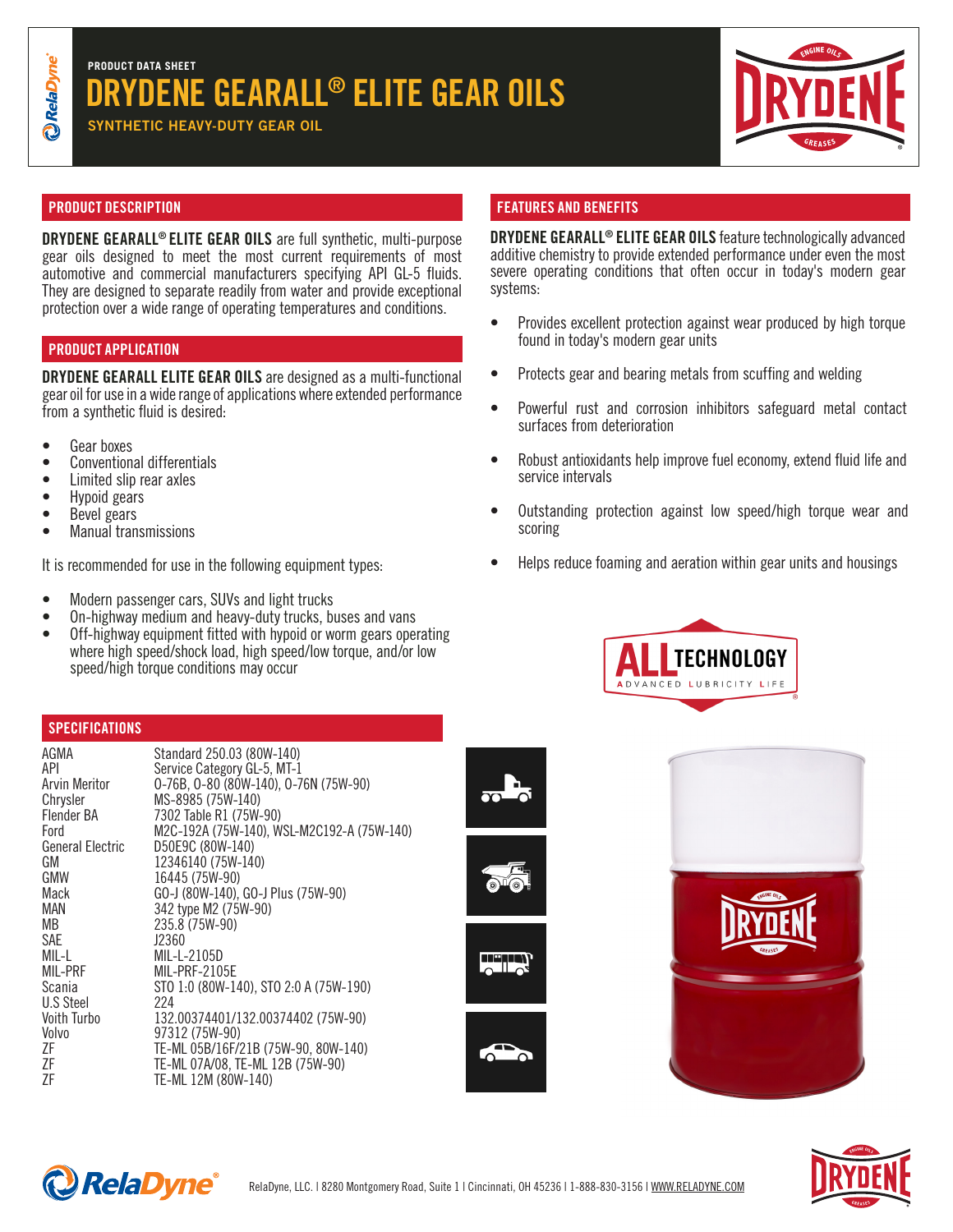PRODUCT DATA SHEET

# DRYDENE GEARALL® ELITE GEAR OILS

SYNTHETIC HEAVY-DUTY GEAR OIL

## PRODUCT DESCRIPTION

**DRYDENE GEARALL® ELITE GEAR OILS** are full synthetic, multi-purpose gear oils designed to meet the most current requirements of most automotive and commercial manufacturers specifying API GL-5 fluids. They are designed to separate readily from water and provide exceptional protection over a wide range of operating temperatures and conditions.

## PRODUCT APPLICATION

**DRYDENE GEARALL ELITE GEAR OILS** are designed as a multi-functional gear oil for use in a wide range of applications where extended performance from a synthetic fluid is desired:

- Gear boxes
- Conventional differentials
- Limited slip rear axles
- Hypoid gears
- Bevel gears
- Manual transmissions

It is recommended for use in the following equipment types:

- Modern passenger cars, SUVs and light trucks
- On-highway medium and heavy-duty trucks, buses and vans
- Off-highway equipment fitted with hypoid or worm gears operating where high speed/shock load, high speed/low torque, and/or low speed/high torque conditions may occur

## FEATURES AND BENEFITS

**DRYDENE GEARALL® ELITE GEAR OILS** feature technologically advanced additive chemistry to provide extended performance under even the most severe operating conditions that often occur in today's modern gear systems:

- Provides excellent protection against wear produced by high torque found in today's modern gear units
- Protects gear and bearing metals from scuffing and welding
- Powerful rust and corrosion inhibitors safeguard metal contact surfaces from deterioration
- Robust antioxidants help improve fuel economy, extend fluid life and service intervals
- Outstanding protection against low speed/high torque wear and scoring
- Helps reduce foaming and aeration within gear units and housings

ALL TECHNOLOGY
ADVANCED LUBRICITY LIFE

## SPECIFICATIONS

| | |
|---|---|
| AGMA | Standard 250.03 (80W-140) |
| API | Service Category GL-5, MT-1 |
| Arvin Meritor | 0-76B, 0-80 (80W-140), 0-76N (75W-90) |
| Chrysler | MS-8985 (75W-140) |
| Flender BA | 7302 Table R1 (75W-90) |
| Ford | M2C-192A (75W-140), WSL-M2C192-A (75W-140) |
| General Electric | D50E9C (80W-140) |
| GM | 12346140 (75W-140) |
| GMW | 16445 (75W-90) |
| Mack | GO-J (80W-140), GO-J Plus (75W-90) |
| MAN | 342 type M2 (75W-90) |
| MB | 235.8 (75W-90) |
| SAE | J2360 |
| MIL-L | MIL-L-2105D |
| MIL-PRF | MIL-PRF-2105E |
| Scania | STO 1:0 (80W-140), STO 2:0 A (75W-190) |
| U.S Steel | 224 |
| Voith Turbo | 132.00374401/132.00374402 (75W-90) |
| Volvo | 97312 (75W-90) |
| ZF | TE-ML 05B/16F/21B (75W-90, 80W-140) |
| ZF | TE-ML 07A/08, TE-ML 12B (75W-90) |
| ZF | TE-ML 12M (80W-140) |

RelaDyne, LLC. | 8280 Montgomery Road, Suite 1 | Cincinnati, OH 45236 | 1-888-830-3156 | WWW.RELADYNE.COM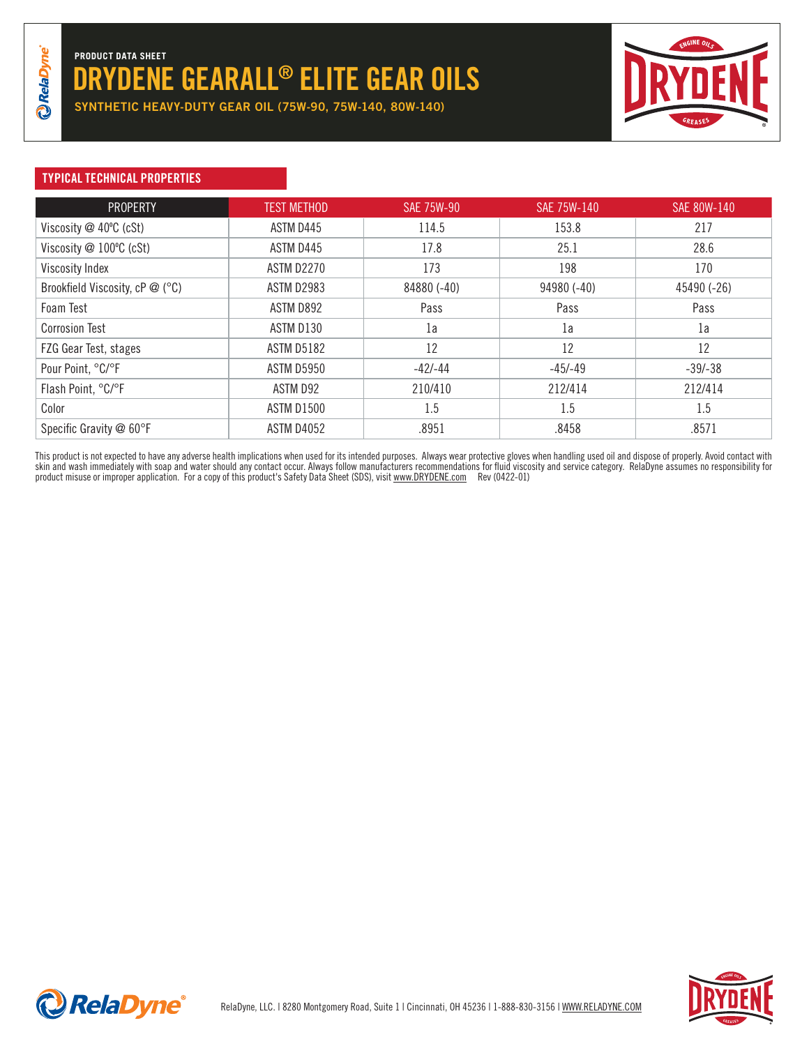PRODUCT DATA SHEET

# DRYDENE GEARALL® ELITE GEAR OILS

SYNTHETIC HEAVY-DUTY GEAR OIL (75W-90, 75W-140, 80W-140)

## TYPICAL TECHNICAL PROPERTIES

| PROPERTY | TEST METHOD | SAE 75W-90 | SAE 75W-140 | SAE 80W-140 |
|---|---|---|---|---|
| Viscosity @ 40ºC (cSt) | ASTM D445 | 114.5 | 153.8 | 217 |
| Viscosity @ 100ºC (cSt) | ASTM D445 | 17.8 | 25.1 | 28.6 |
| Viscosity Index | ASTM D2270 | 173 | 198 | 170 |
| Brookfield Viscosity, cP @ (°C) | ASTM D2983 | 84880 (-40) | 94980 (-40) | 45490 (-26) |
| Foam Test | ASTM D892 | Pass | Pass | Pass |
| Corrosion Test | ASTM D130 | 1a | 1a | 1a |
| FZG Gear Test, stages | ASTM D5182 | 12 | 12 | 12 |
| Pour Point, °C/°F | ASTM D5950 | -42/-44 | -45/-49 | -39/-38 |
| Flash Point, °C/°F | ASTM D92 | 210/410 | 212/414 | 212/414 |
| Color | ASTM D1500 | 1.5 | 1.5 | 1.5 |
| Specific Gravity @ 60°F | ASTM D4052 | .8951 | .8458 | .8571 |

This product is not expected to have any adverse health implications when used for its intended purposes. Always wear protective gloves when handling used oil and dispose of properly. Avoid contact with skin and wash immediately with soap and water should any contact occur. Always follow manufacturers recommendations for fluid viscosity and service category. RelaDyne assumes no responsibility for product misuse or improper application. For a copy of this product's Safety Data Sheet (SDS), visit www.DRYDENE.com Rev (0422-01)

RelaDyne, LLC. | 8280 Montgomery Road, Suite 1 | Cincinnati, OH 45236 | 1-888-830-3156 | WWW.RELADYNE.COM